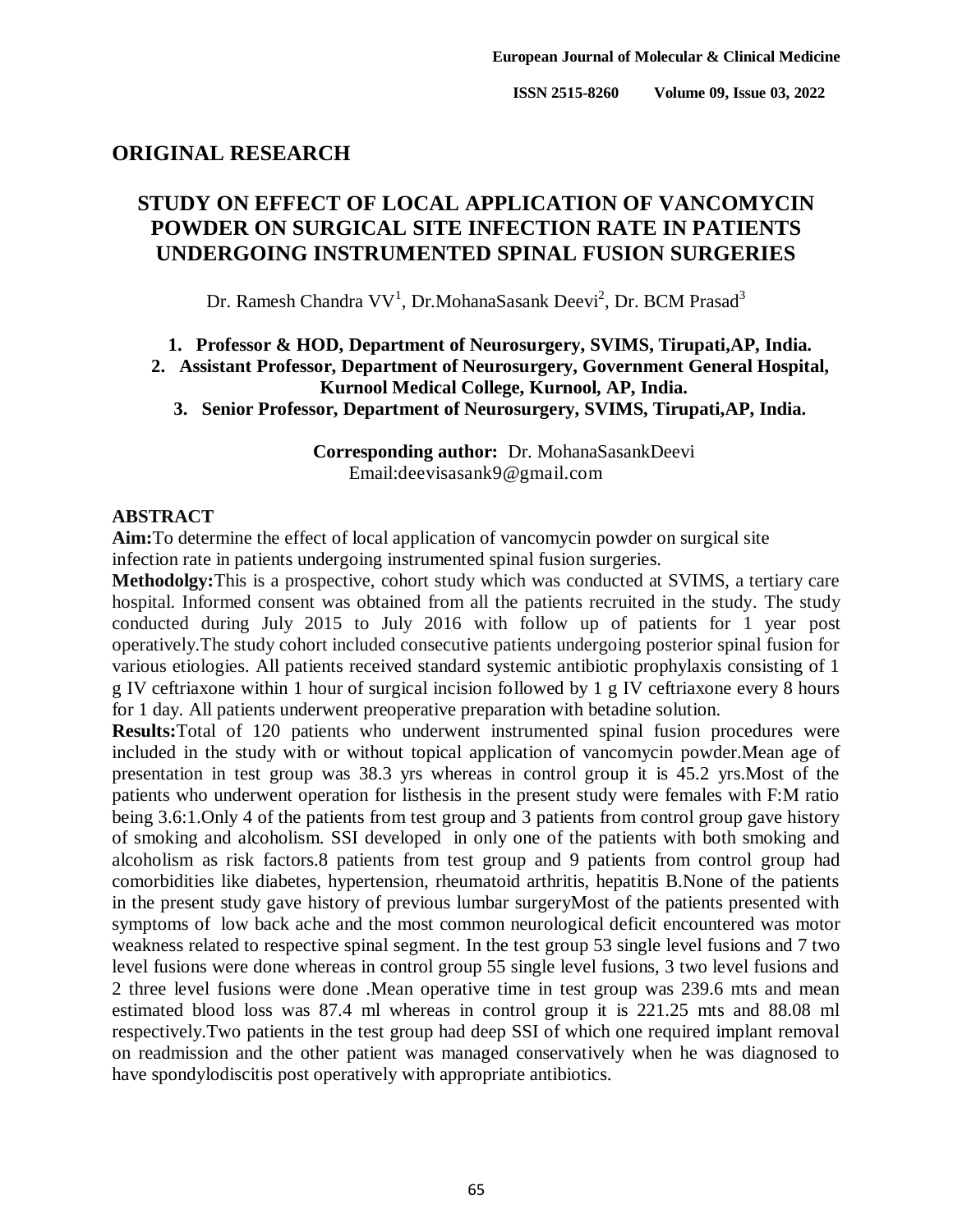## ORIGINAL RESEARCH

# STUDY ON EFFECT OF LOCAL APPLICATION OF VANCOMYCIN POWDER ON SURGICAL SITE INFECTION RATE IN PATIENTS UNDERGOING INSTRUMENTED SPINAL FUSION SURGERIES

Dr. Ramesh Chandra VV[1], Dr.MohanaSasank Deevi[2], Dr. BCM Prasad[3]

1. **Professor & HOD, Department of Neurosurgery, SVIMS, Tirupati,AP, India.**
2. **Assistant Professor, Department of Neurosurgery, Government General Hospital, Kurnool Medical College, Kurnool, AP, India.**
3. **Senior Professor, Department of Neurosurgery, SVIMS, Tirupati,AP, India.**

**Corresponding author:** Dr. MohanaSasankDeevi
Email:deevisasank9@gmail.com

### ABSTRACT

**Aim:**To determine the effect of local application of vancomycin powder on surgical site infection rate in patients undergoing instrumented spinal fusion surgeries.

**Methodolgy:**This is a prospective, cohort study which was conducted at SVIMS, a tertiary care hospital. Informed consent was obtained from all the patients recruited in the study. The study conducted during July 2015 to July 2016 with follow up of patients for 1 year post operatively.The study cohort included consecutive patients undergoing posterior spinal fusion for various etiologies. All patients received standard systemic antibiotic prophylaxis consisting of 1 g IV ceftriaxone within 1 hour of surgical incision followed by 1 g IV ceftriaxone every 8 hours for 1 day. All patients underwent preoperative preparation with betadine solution.

**Results:**Total of 120 patients who underwent instrumented spinal fusion procedures were included in the study with or without topical application of vancomycin powder.Mean age of presentation in test group was 38.3 yrs whereas in control group it is 45.2 yrs.Most of the patients who underwent operation for listhesis in the present study were females with F:M ratio being 3.6:1.Only 4 of the patients from test group and 3 patients from control group gave history of smoking and alcoholism. SSI developed in only one of the patients with both smoking and alcoholism as risk factors.8 patients from test group and 9 patients from control group had comorbidities like diabetes, hypertension, rheumatoid arthritis, hepatitis B.None of the patients in the present study gave history of previous lumbar surgeryMost of the patients presented with symptoms of low back ache and the most common neurological deficit encountered was motor weakness related to respective spinal segment. In the test group 53 single level fusions and 7 two level fusions were done whereas in control group 55 single level fusions, 3 two level fusions and 2 three level fusions were done .Mean operative time in test group was 239.6 mts and mean estimated blood loss was 87.4 ml whereas in control group it is 221.25 mts and 88.08 ml respectively.Two patients in the test group had deep SSI of which one required implant removal on readmission and the other patient was managed conservatively when he was diagnosed to have spondylodiscitis post operatively with appropriate antibiotics.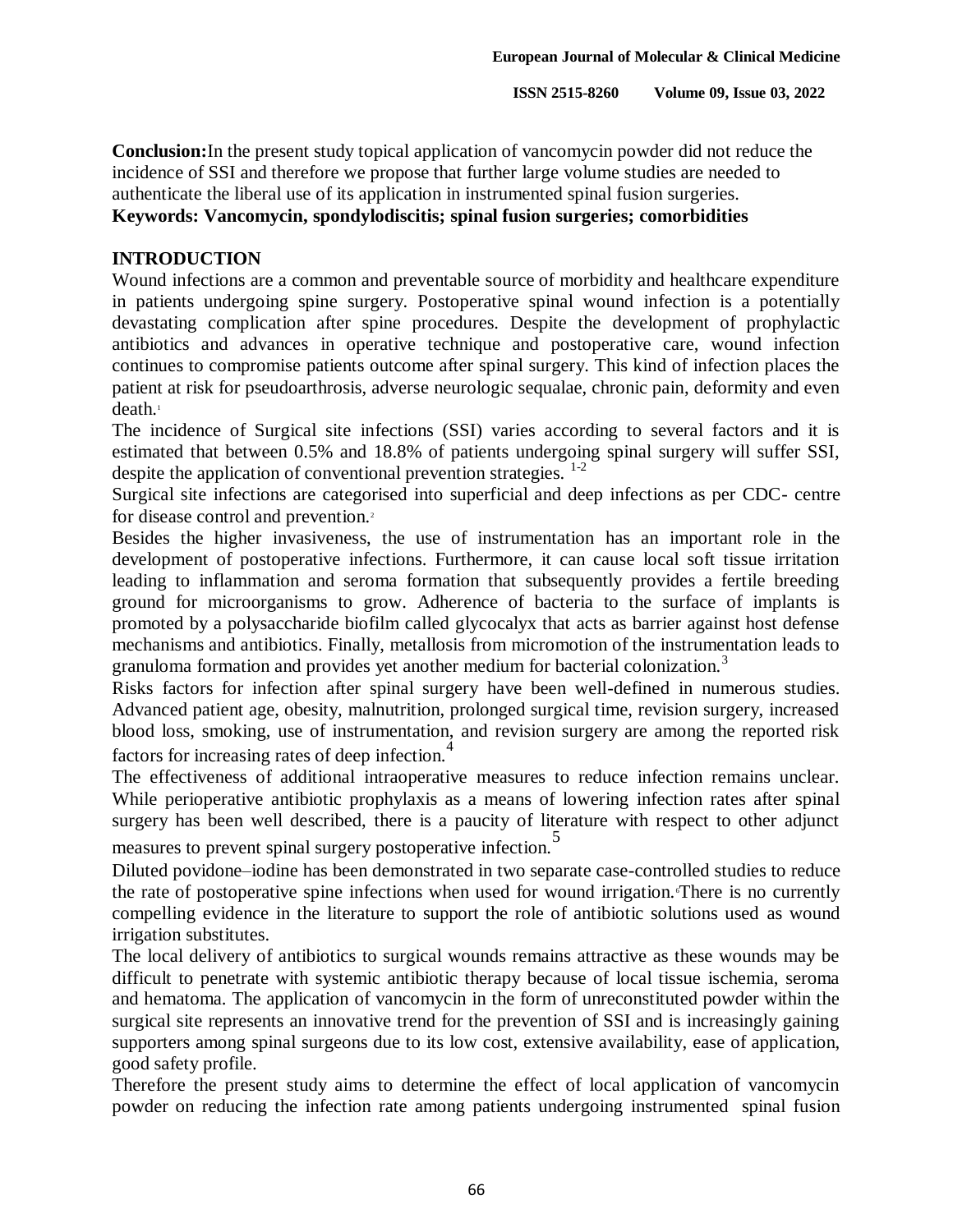**Conclusion:** In the present study topical application of vancomycin powder did not reduce the incidence of SSI and therefore we propose that further large volume studies are needed to authenticate the liberal use of its application in instrumented spinal fusion surgeries.

**Keywords: Vancomycin, spondylodiscitis; spinal fusion surgeries; comorbidities**

## INTRODUCTION

Wound infections are a common and preventable source of morbidity and healthcare expenditure in patients undergoing spine surgery. Postoperative spinal wound infection is a potentially devastating complication after spine procedures. Despite the development of prophylactic antibiotics and advances in operative technique and postoperative care, wound infection continues to compromise patients outcome after spinal surgery. This kind of infection places the patient at risk for pseudoarthrosis, adverse neurologic sequalae, chronic pain, deformity and even death.[1]

The incidence of Surgical site infections (SSI) varies according to several factors and it is estimated that between 0.5% and 18.8% of patients undergoing spinal surgery will suffer SSI, despite the application of conventional prevention strategies. [1-2]

Surgical site infections are categorised into superficial and deep infections as per CDC- centre for disease control and prevention.[2]

Besides the higher invasiveness, the use of instrumentation has an important role in the development of postoperative infections. Furthermore, it can cause local soft tissue irritation leading to inflammation and seroma formation that subsequently provides a fertile breeding ground for microorganisms to grow. Adherence of bacteria to the surface of implants is promoted by a polysaccharide biofilm called glycocalyx that acts as barrier against host defense mechanisms and antibiotics. Finally, metallosis from micromotion of the instrumentation leads to granuloma formation and provides yet another medium for bacterial colonization.[3]

Risks factors for infection after spinal surgery have been well-defined in numerous studies. Advanced patient age, obesity, malnutrition, prolonged surgical time, revision surgery, increased blood loss, smoking, use of instrumentation, and revision surgery are among the reported risk factors for increasing rates of deep infection.[4]

The effectiveness of additional intraoperative measures to reduce infection remains unclear. While perioperative antibiotic prophylaxis as a means of lowering infection rates after spinal surgery has been well described, there is a paucity of literature with respect to other adjunct measures to prevent spinal surgery postoperative infection.[5]

Diluted povidone–iodine has been demonstrated in two separate case-controlled studies to reduce the rate of postoperative spine infections when used for wound irrigation.[6] There is no currently compelling evidence in the literature to support the role of antibiotic solutions used as wound irrigation substitutes.

The local delivery of antibiotics to surgical wounds remains attractive as these wounds may be difficult to penetrate with systemic antibiotic therapy because of local tissue ischemia, seroma and hematoma. The application of vancomycin in the form of unreconstituted powder within the surgical site represents an innovative trend for the prevention of SSI and is increasingly gaining supporters among spinal surgeons due to its low cost, extensive availability, ease of application, good safety profile.

Therefore the present study aims to determine the effect of local application of vancomycin powder on reducing the infection rate among patients undergoing instrumented spinal fusion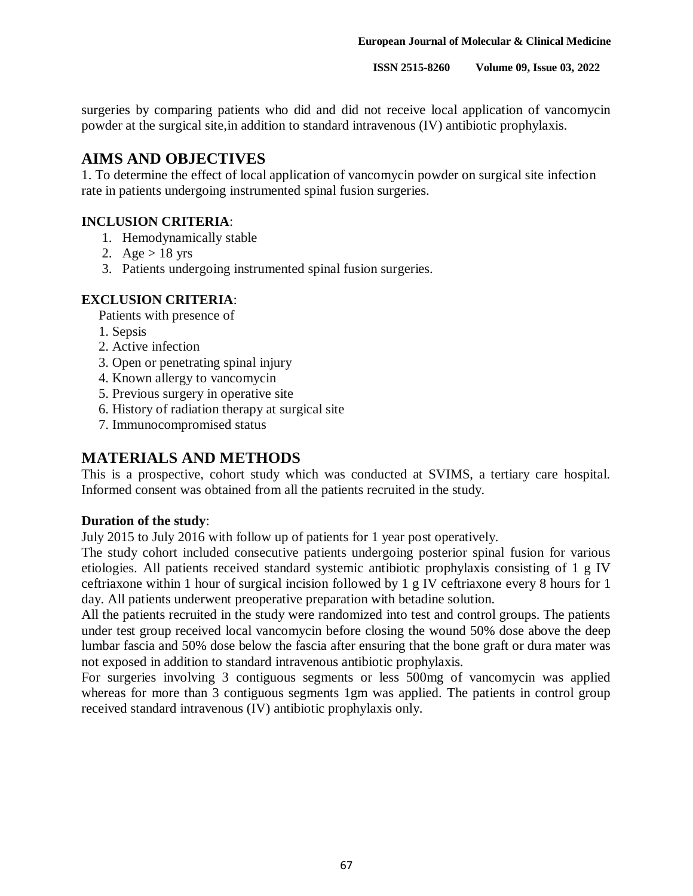surgeries by comparing patients who did and did not receive local application of vancomycin powder at the surgical site,in addition to standard intravenous (IV) antibiotic prophylaxis.

## AIMS AND OBJECTIVES

1. To determine the effect of local application of vancomycin powder on surgical site infection rate in patients undergoing instrumented spinal fusion surgeries.

### INCLUSION CRITERIA:

1. Hemodynamically stable
2. Age > 18 yrs
3. Patients undergoing instrumented spinal fusion surgeries.

### EXCLUSION CRITERIA:

Patients with presence of

1. Sepsis
2. Active infection
3. Open or penetrating spinal injury
4. Known allergy to vancomycin
5. Previous surgery in operative site
6. History of radiation therapy at surgical site
7. Immunocompromised status

## MATERIALS AND METHODS

This is a prospective, cohort study which was conducted at SVIMS, a tertiary care hospital. Informed consent was obtained from all the patients recruited in the study.

**Duration of the study**:

July 2015 to July 2016 with follow up of patients for 1 year post operatively.

The study cohort included consecutive patients undergoing posterior spinal fusion for various etiologies. All patients received standard systemic antibiotic prophylaxis consisting of 1 g IV ceftriaxone within 1 hour of surgical incision followed by 1 g IV ceftriaxone every 8 hours for 1 day. All patients underwent preoperative preparation with betadine solution.

All the patients recruited in the study were randomized into test and control groups. The patients under test group received local vancomycin before closing the wound 50% dose above the deep lumbar fascia and 50% dose below the fascia after ensuring that the bone graft or dura mater was not exposed in addition to standard intravenous antibiotic prophylaxis.

For surgeries involving 3 contiguous segments or less 500mg of vancomycin was applied whereas for more than 3 contiguous segments 1gm was applied. The patients in control group received standard intravenous (IV) antibiotic prophylaxis only.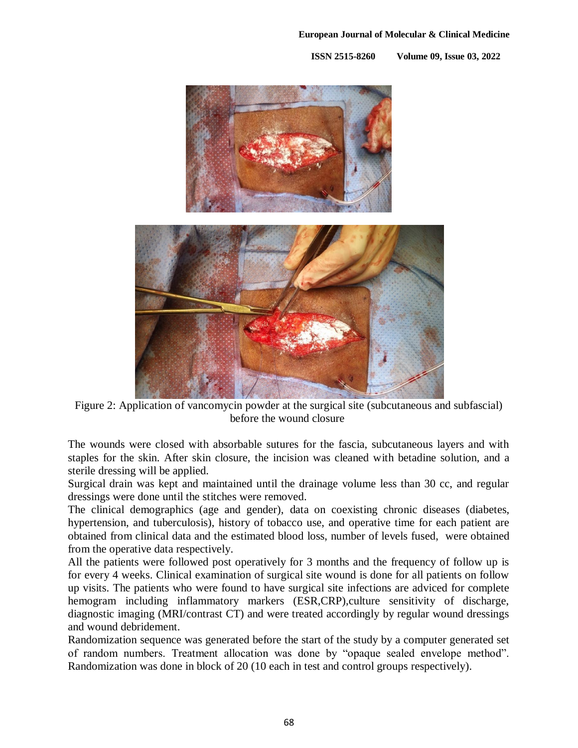Figure 2: Application of vancomycin powder at the surgical site (subcutaneous and subfascial) before the wound closure

The wounds were closed with absorbable sutures for the fascia, subcutaneous layers and with staples for the skin. After skin closure, the incision was cleaned with betadine solution, and a sterile dressing will be applied.

Surgical drain was kept and maintained until the drainage volume less than 30 cc, and regular dressings were done until the stitches were removed.

The clinical demographics (age and gender), data on coexisting chronic diseases (diabetes, hypertension, and tuberculosis), history of tobacco use, and operative time for each patient are obtained from clinical data and the estimated blood loss, number of levels fused, were obtained from the operative data respectively.

All the patients were followed post operatively for 3 months and the frequency of follow up is for every 4 weeks. Clinical examination of surgical site wound is done for all patients on follow up visits. The patients who were found to have surgical site infections are adviced for complete hemogram including inflammatory markers (ESR,CRP),culture sensitivity of discharge, diagnostic imaging (MRI/contrast CT) and were treated accordingly by regular wound dressings and wound debridement.

Randomization sequence was generated before the start of the study by a computer generated set of random numbers. Treatment allocation was done by "opaque sealed envelope method". Randomization was done in block of 20 (10 each in test and control groups respectively).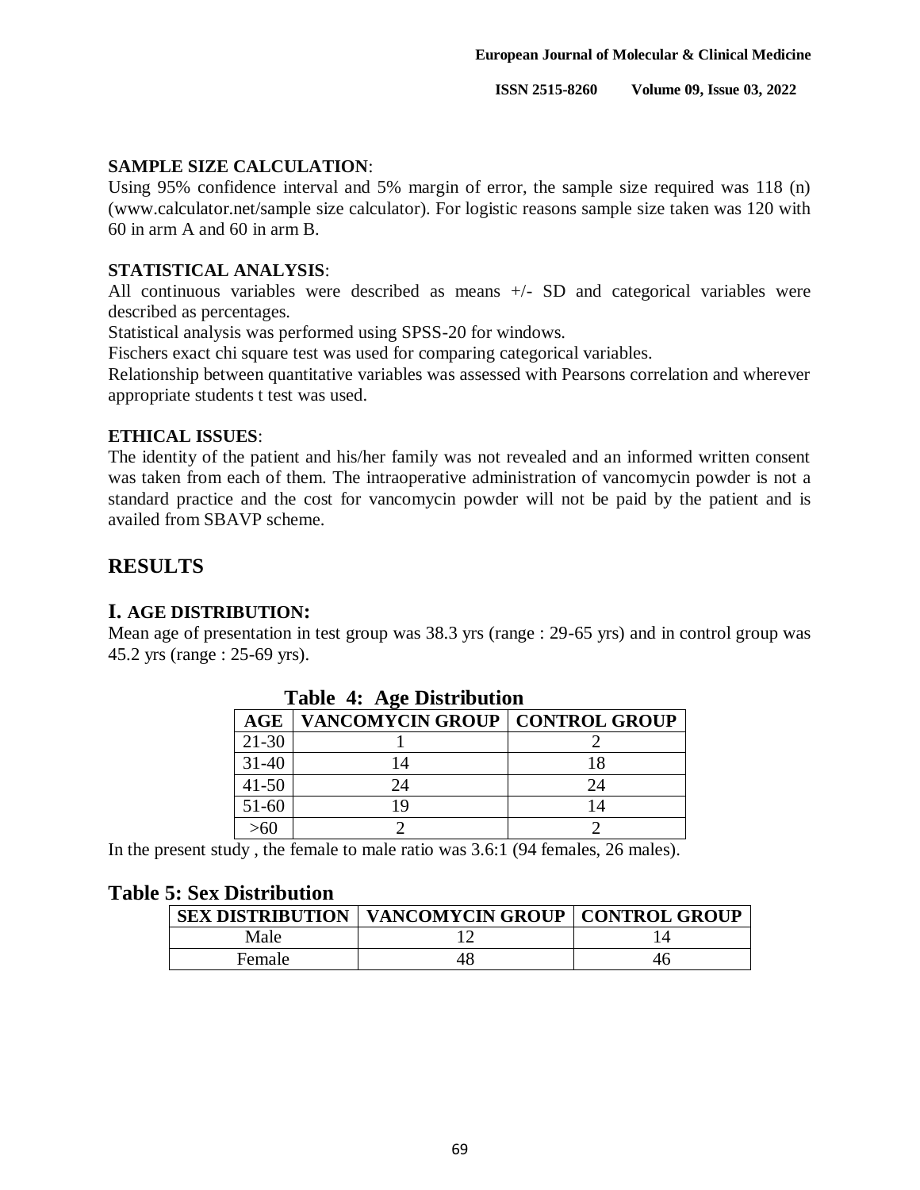**SAMPLE SIZE CALCULATION**:

Using 95% confidence interval and 5% margin of error, the sample size required was 118 (n) (www.calculator.net/sample size calculator). For logistic reasons sample size taken was 120 with 60 in arm A and 60 in arm B.

**STATISTICAL ANALYSIS**:

All continuous variables were described as means +/- SD and categorical variables were described as percentages.

Statistical analysis was performed using SPSS-20 for windows.

Fischers exact chi square test was used for comparing categorical variables.

Relationship between quantitative variables was assessed with Pearsons correlation and wherever appropriate students t test was used.

**ETHICAL ISSUES**:

The identity of the patient and his/her family was not revealed and an informed written consent was taken from each of them. The intraoperative administration of vancomycin powder is not a standard practice and the cost for vancomycin powder will not be paid by the patient and is availed from SBAVP scheme.

# RESULTS

## I. AGE DISTRIBUTION:

Mean age of presentation in test group was 38.3 yrs (range : 29-65 yrs) and in control group was 45.2 yrs (range : 25-69 yrs).

**Table 4: Age Distribution**

| AGE | VANCOMYCIN GROUP | CONTROL GROUP |
|---|---|---|
| 21-30 | 1 | 2 |
| 31-40 | 14 | 18 |
| 41-50 | 24 | 24 |
| 51-60 | 19 | 14 |
| >60 | 2 | 2 |

In the present study , the female to male ratio was 3.6:1 (94 females, 26 males).

## Table 5: Sex Distribution

| SEX DISTRIBUTION | VANCOMYCIN GROUP | CONTROL GROUP |
|---|---|---|
| Male | 12 | 14 |
| Female | 48 | 46 |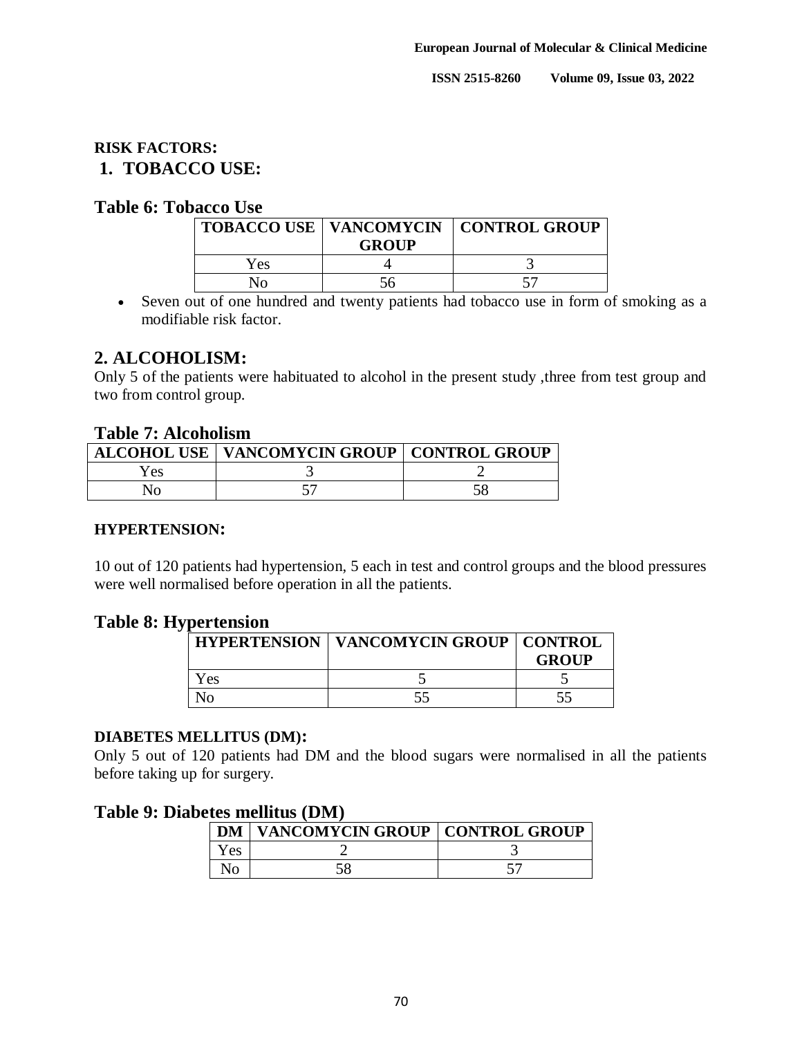**RISK FACTORS:**

## 1. TOBACCO USE:

### Table 6: Tobacco Use

| TOBACCO USE | VANCOMYCIN GROUP | CONTROL GROUP |
|---|---|---|
| Yes | 4 | 3 |
| No | 56 | 57 |

- Seven out of one hundred and twenty patients had tobacco use in form of smoking as a modifiable risk factor.

## 2. ALCOHOLISM:

Only 5 of the patients were habituated to alcohol in the present study ,three from test group and two from control group.

### Table 7: Alcoholism

| ALCOHOL USE | VANCOMYCIN GROUP | CONTROL GROUP |
|---|---|---|
| Yes | 3 | 2 |
| No | 57 | 58 |

**HYPERTENSION:**

10 out of 120 patients had hypertension, 5 each in test and control groups and the blood pressures were well normalised before operation in all the patients.

### Table 8: Hypertension

| HYPERTENSION | VANCOMYCIN GROUP | CONTROL GROUP |
|---|---|---|
| Yes | 5 | 5 |
| No | 55 | 55 |

**DIABETES MELLITUS (DM):**

Only 5 out of 120 patients had DM and the blood sugars were normalised in all the patients before taking up for surgery.

### Table 9: Diabetes mellitus (DM)

| DM | VANCOMYCIN GROUP | CONTROL GROUP |
|---|---|---|
| Yes | 2 | 3 |
| No | 58 | 57 |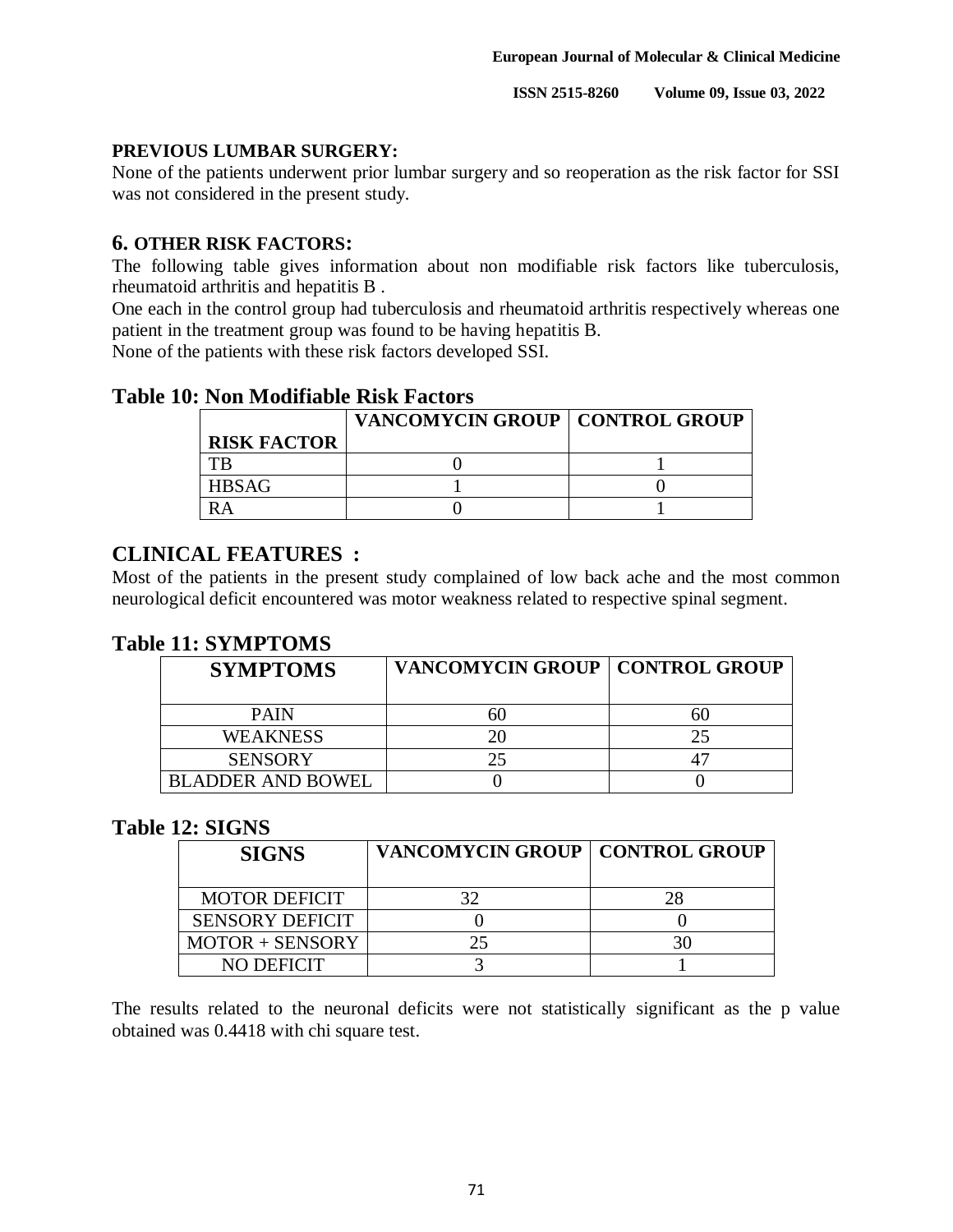**PREVIOUS LUMBAR SURGERY:**

None of the patients underwent prior lumbar surgery and so reoperation as the risk factor for SSI was not considered in the present study.

### 6. OTHER RISK FACTORS:

The following table gives information about non modifiable risk factors like tuberculosis, rheumatoid arthritis and hepatitis B .

One each in the control group had tuberculosis and rheumatoid arthritis respectively whereas one patient in the treatment group was found to be having hepatitis B.

None of the patients with these risk factors developed SSI.

## Table 10: Non Modifiable Risk Factors

| RISK FACTOR | VANCOMYCIN GROUP | CONTROL GROUP |
|---|---|---|
| TB | 0 | 1 |
| HBSAG | 1 | 0 |
| RA | 0 | 1 |

## CLINICAL FEATURES :

Most of the patients in the present study complained of low back ache and the most common neurological deficit encountered was motor weakness related to respective spinal segment.

## Table 11: SYMPTOMS

| SYMPTOMS | VANCOMYCIN GROUP | CONTROL GROUP |
|---|---|---|
| PAIN | 60 | 60 |
| WEAKNESS | 20 | 25 |
| SENSORY | 25 | 47 |
| BLADDER AND BOWEL | 0 | 0 |

## Table 12: SIGNS

| SIGNS | VANCOMYCIN GROUP | CONTROL GROUP |
|---|---|---|
| MOTOR DEFICIT | 32 | 28 |
| SENSORY DEFICIT | 0 | 0 |
| MOTOR + SENSORY | 25 | 30 |
| NO DEFICIT | 3 | 1 |

The results related to the neuronal deficits were not statistically significant as the p value obtained was 0.4418 with chi square test.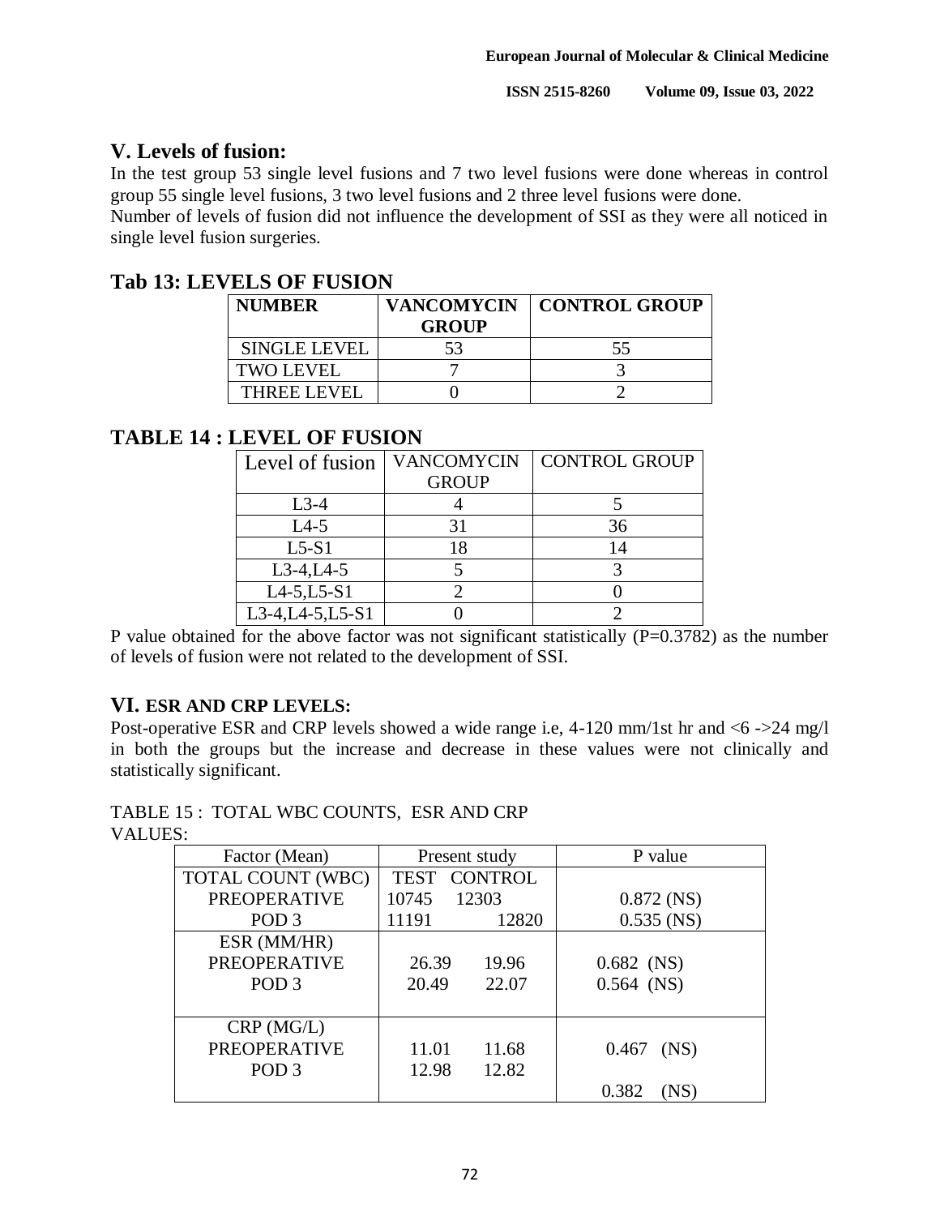## V. Levels of fusion:

In the test group 53 single level fusions and 7 two level fusions were done whereas in control group 55 single level fusions, 3 two level fusions and 2 three level fusions were done.

Number of levels of fusion did not influence the development of SSI as they were all noticed in single level fusion surgeries.

## Tab 13: LEVELS OF FUSION

| NUMBER | VANCOMYCIN GROUP | CONTROL GROUP |
|---|---|---|
| SINGLE LEVEL | 53 | 55 |
| TWO LEVEL | 7 | 3 |
| THREE LEVEL | 0 | 2 |

## TABLE 14 : LEVEL OF FUSION

| Level of fusion | VANCOMYCIN GROUP | CONTROL GROUP |
|---|---|---|
| L3-4 | 4 | 5 |
| L4-5 | 31 | 36 |
| L5-S1 | 18 | 14 |
| L3-4,L4-5 | 5 | 3 |
| L4-5,L5-S1 | 2 | 0 |
| L3-4,L4-5,L5-S1 | 0 | 2 |

P value obtained for the above factor was not significant statistically (P=0.3782) as the number of levels of fusion were not related to the development of SSI.

## VI. ESR AND CRP LEVELS:

Post-operative ESR and CRP levels showed a wide range i.e, 4-120 mm/1st hr and <6 ->24 mg/l in both the groups but the increase and decrease in these values were not clinically and statistically significant.

TABLE 15 : TOTAL WBC COUNTS, ESR AND CRP VALUES:

| Factor (Mean) | Present study | | P value |
|---|---|---|---|
| TOTAL COUNT (WBC) | TEST | CONTROL | |
| PREOPERATIVE | 10745 | 12303 | 0.872 (NS) |
| POD 3 | 11191 | 12820 | 0.535 (NS) |
| ESR (MM/HR) | | | |
| PREOPERATIVE | 26.39 | 19.96 | 0.682 (NS) |
| POD 3 | 20.49 | 22.07 | 0.564 (NS) |
| CRP (MG/L) | | | |
| PREOPERATIVE | 11.01 | 11.68 | 0.467 (NS) |
| POD 3 | 12.98 | 12.82 | 0.382 (NS) |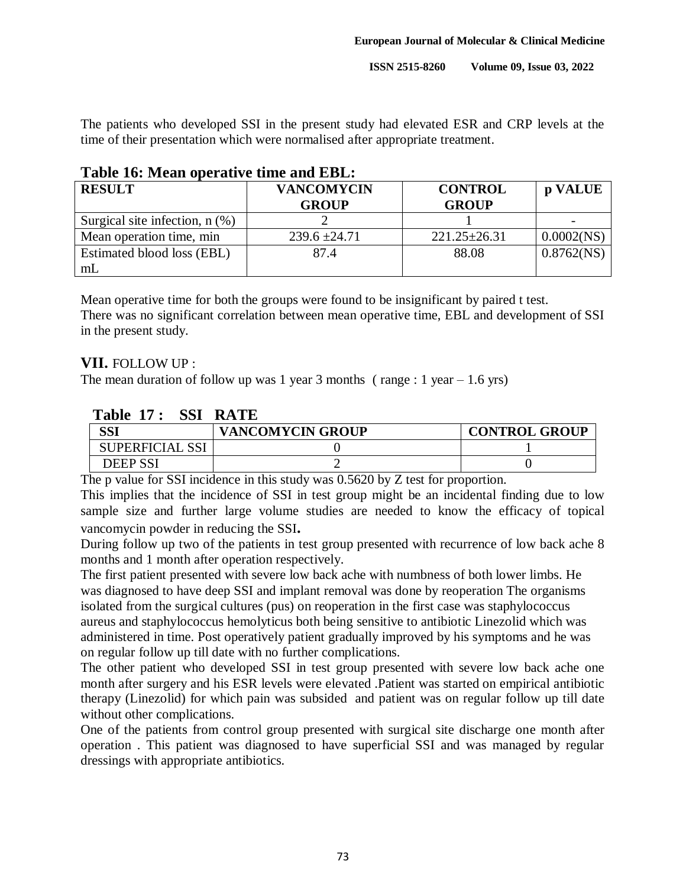The patients who developed SSI in the present study had elevated ESR and CRP levels at the time of their presentation which were normalised after appropriate treatment.

**Table 16: Mean operative time and EBL:**

| RESULT | VANCOMYCIN GROUP | CONTROL GROUP | p VALUE |
|---|---|---|---|
| Surgical site infection, n (%) | 2 | 1 | - |
| Mean operation time, min | 239.6 ±24.71 | 221.25±26.31 | 0.0002(NS) |
| Estimated blood loss (EBL) mL | 87.4 | 88.08 | 0.8762(NS) |

Mean operative time for both the groups were found to be insignificant by paired t test.
There was no significant correlation between mean operative time, EBL and development of SSI in the present study.

## VII. FOLLOW UP :

The mean duration of follow up was 1 year 3 months ( range : 1 year – 1.6 yrs)

**Table 17 : SSI RATE**

| SSI | VANCOMYCIN GROUP | CONTROL GROUP |
|---|---|---|
| SUPERFICIAL SSI | 0 | 1 |
| DEEP SSI | 2 | 0 |

The p value for SSI incidence in this study was 0.5620 by Z test for proportion.

This implies that the incidence of SSI in test group might be an incidental finding due to low sample size and further large volume studies are needed to know the efficacy of topical vancomycin powder in reducing the SSI**.**

During follow up two of the patients in test group presented with recurrence of low back ache 8 months and 1 month after operation respectively.

The first patient presented with severe low back ache with numbness of both lower limbs. He was diagnosed to have deep SSI and implant removal was done by reoperation The organisms isolated from the surgical cultures (pus) on reoperation in the first case was staphylococcus aureus and staphylococcus hemolyticus both being sensitive to antibiotic Linezolid which was administered in time. Post operatively patient gradually improved by his symptoms and he was on regular follow up till date with no further complications.

The other patient who developed SSI in test group presented with severe low back ache one month after surgery and his ESR levels were elevated .Patient was started on empirical antibiotic therapy (Linezolid) for which pain was subsided and patient was on regular follow up till date without other complications.

One of the patients from control group presented with surgical site discharge one month after operation . This patient was diagnosed to have superficial SSI and was managed by regular dressings with appropriate antibiotics.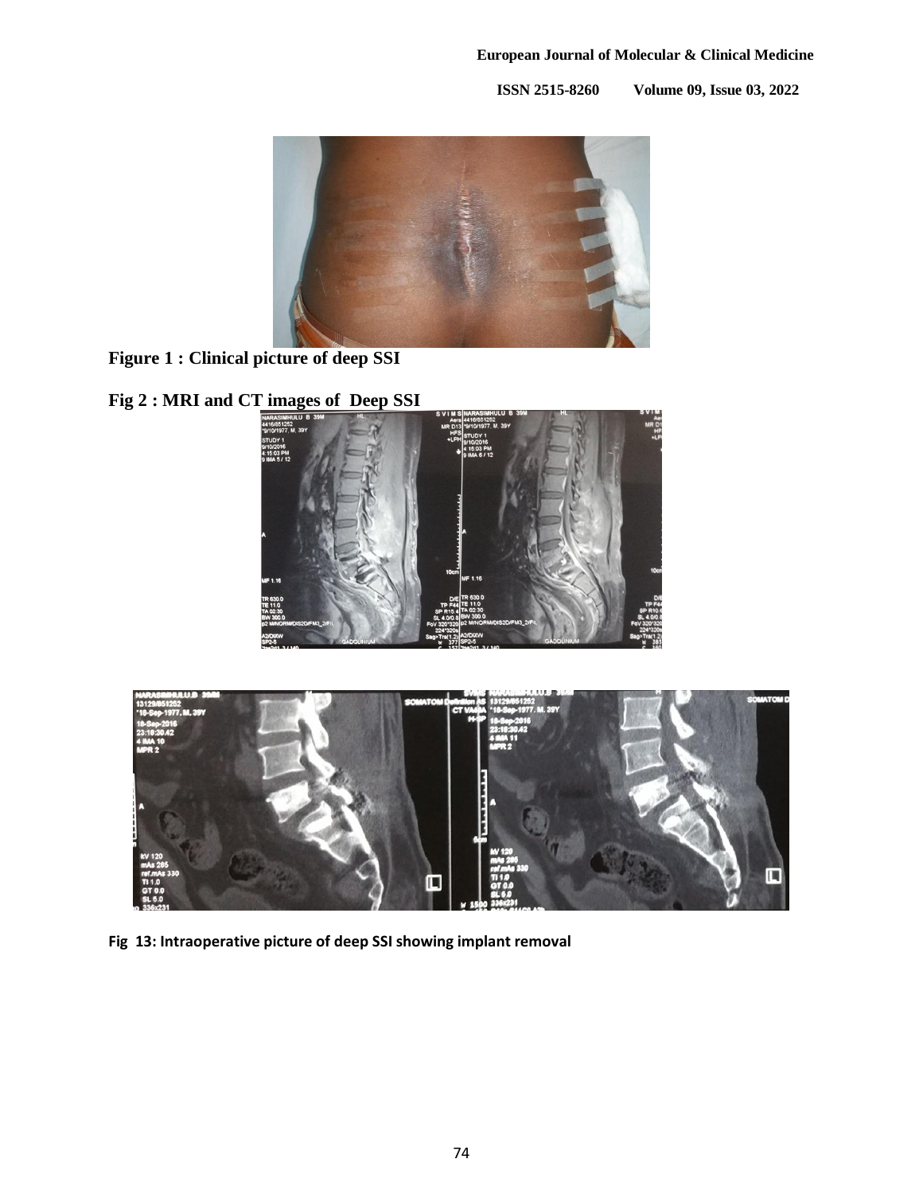**Figure 1 : Clinical picture of deep SSI**

**Fig 2 : MRI and CT images of Deep SSI**

**Fig 13: Intraoperative picture of deep SSI showing implant removal**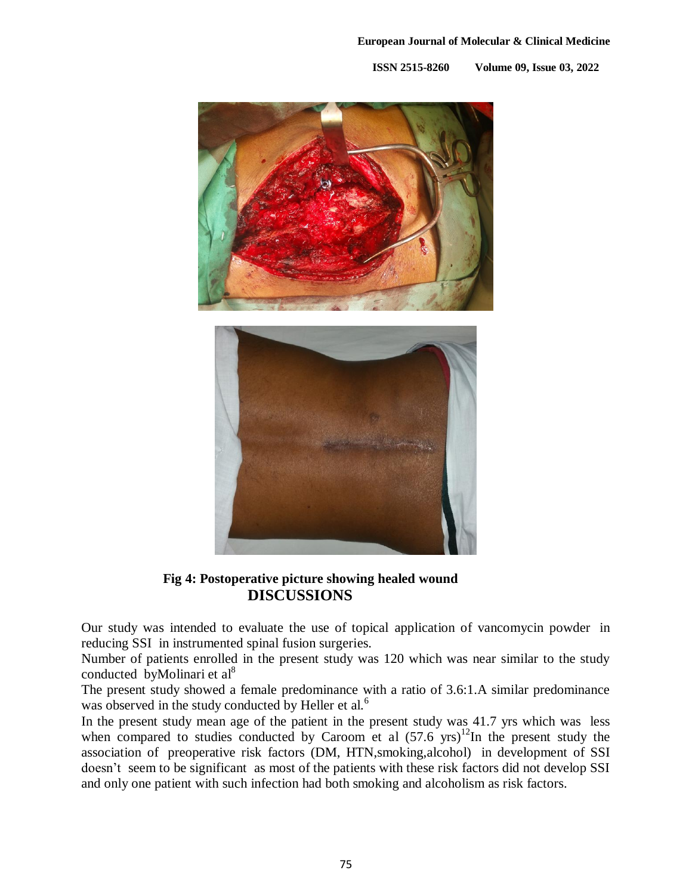**Fig 4: Postoperative picture showing healed wound**

## DISCUSSIONS

Our study was intended to evaluate the use of topical application of vancomycin powder in reducing SSI in instrumented spinal fusion surgeries.

Number of patients enrolled in the present study was 120 which was near similar to the study conducted byMolinari et al[8]

The present study showed a female predominance with a ratio of 3.6:1.A similar predominance was observed in the study conducted by Heller et al.[6]

In the present study mean age of the patient in the present study was 41.7 yrs which was less when compared to studies conducted by Caroom et al (57.6 yrs)[12]In the present study the association of preoperative risk factors (DM, HTN,smoking,alcohol) in development of SSI doesn't seem to be significant as most of the patients with these risk factors did not develop SSI and only one patient with such infection had both smoking and alcoholism as risk factors.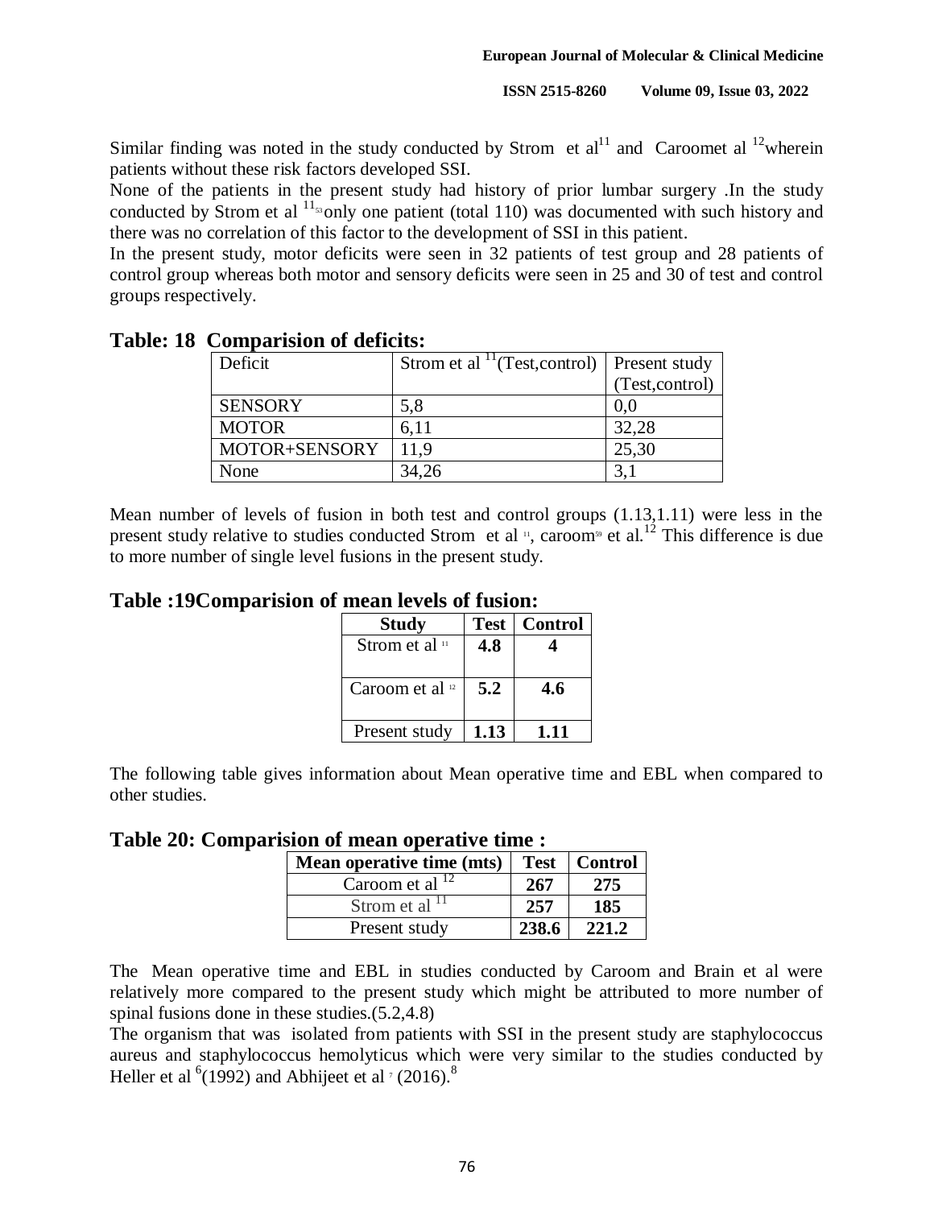Similar finding was noted in the study conducted by Strom et al[11] and Caroomet al [12]wherein patients without these risk factors developed SSI.

None of the patients in the present study had history of prior lumbar surgery .In the study conducted by Strom et al [11][53] only one patient (total 110) was documented with such history and there was no correlation of this factor to the development of SSI in this patient.

In the present study, motor deficits were seen in 32 patients of test group and 28 patients of control group whereas both motor and sensory deficits were seen in 25 and 30 of test and control groups respectively.

## Table: 18 Comparision of deficits:

| Deficit | Strom et al [11](Test,control) | Present study (Test,control) |
|---|---|---|
| SENSORY | 5,8 | 0,0 |
| MOTOR | 6,11 | 32,28 |
| MOTOR+SENSORY | 11,9 | 25,30 |
| None | 34,26 | 3,1 |

Mean number of levels of fusion in both test and control groups (1.13,1.11) were less in the present study relative to studies conducted Strom et al [11], caroom[59] et al.[12] This difference is due to more number of single level fusions in the present study.

## Table :19Comparision of mean levels of fusion:

| Study | Test | Control |
|---|---|---|
| Strom et al [11] | **4.8** | **4** |
| Caroom et al [12] | **5.2** | **4.6** |
| Present study | **1.13** | **1.11** |

The following table gives information about Mean operative time and EBL when compared to other studies.

## Table 20: Comparision of mean operative time :

| Mean operative time (mts) | Test | Control |
|---|---|---|
| Caroom et al [12] | **267** | **275** |
| Strom et al [11] | **257** | **185** |
| Present study | **238.6** | **221.2** |

The Mean operative time and EBL in studies conducted by Caroom and Brain et al were relatively more compared to the present study which might be attributed to more number of spinal fusions done in these studies.(5.2,4.8)

The organism that was isolated from patients with SSI in the present study are staphylococcus aureus and staphylococcus hemolyticus which were very similar to the studies conducted by Heller et al [6](1992) and Abhijeet et al [7] (2016).[8]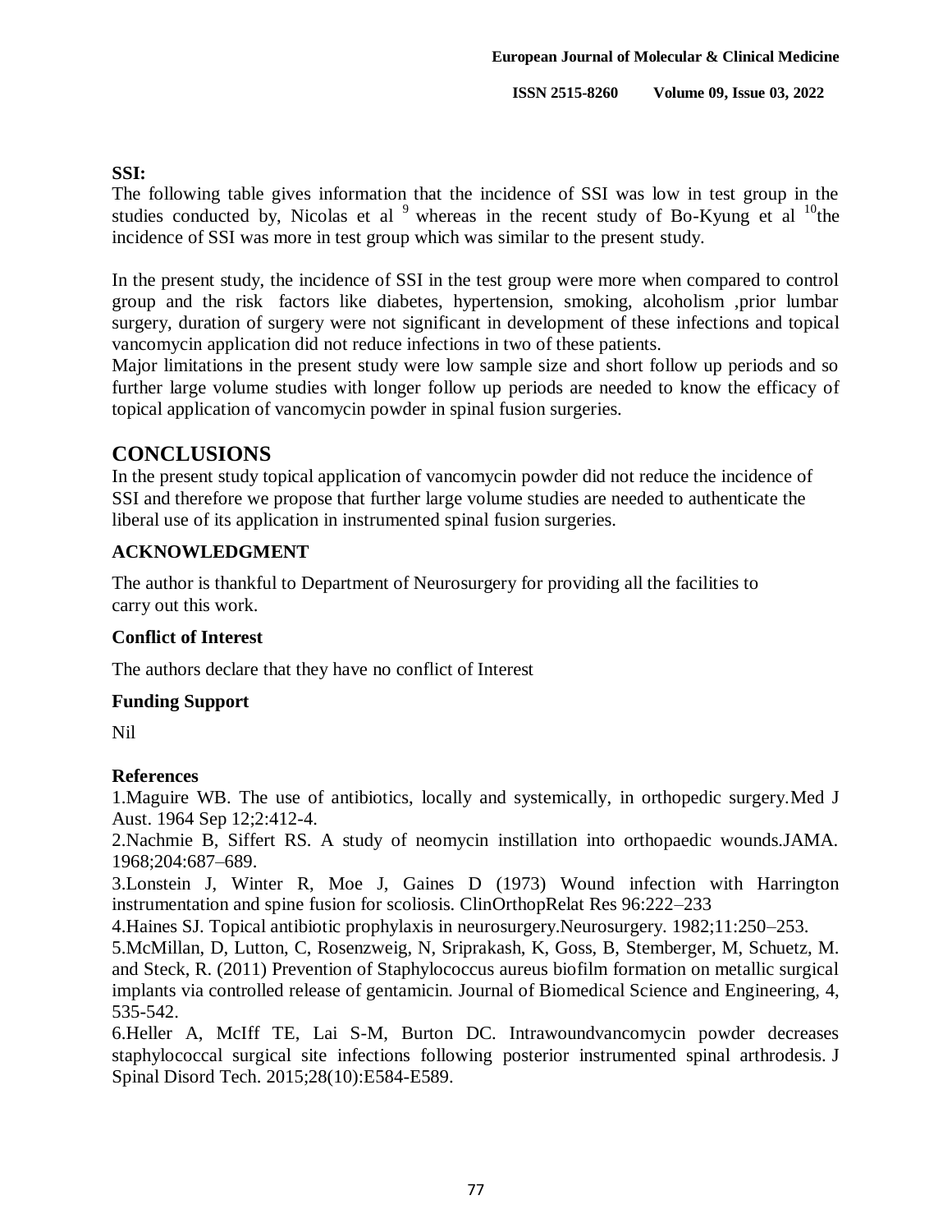**SSI:**

The following table gives information that the incidence of SSI was low in test group in the studies conducted by, Nicolas et al [9] whereas in the recent study of Bo-Kyung et al [10]the incidence of SSI was more in test group which was similar to the present study.

In the present study, the incidence of SSI in the test group were more when compared to control group and the risk factors like diabetes, hypertension, smoking, alcoholism ,prior lumbar surgery, duration of surgery were not significant in development of these infections and topical vancomycin application did not reduce infections in two of these patients.

Major limitations in the present study were low sample size and short follow up periods and so further large volume studies with longer follow up periods are needed to know the efficacy of topical application of vancomycin powder in spinal fusion surgeries.

## CONCLUSIONS

In the present study topical application of vancomycin powder did not reduce the incidence of SSI and therefore we propose that further large volume studies are needed to authenticate the liberal use of its application in instrumented spinal fusion surgeries.

### ACKNOWLEDGMENT

The author is thankful to Department of Neurosurgery for providing all the facilities to carry out this work.

### Conflict of Interest

The authors declare that they have no conflict of Interest

### Funding Support

Nil

### References

1.Maguire WB. The use of antibiotics, locally and systemically, in orthopedic surgery.Med J Aust. 1964 Sep 12;2:412-4.

2.Nachmie B, Siffert RS. A study of neomycin instillation into orthopaedic wounds.JAMA. 1968;204:687–689.

3.Lonstein J, Winter R, Moe J, Gaines D (1973) Wound infection with Harrington instrumentation and spine fusion for scoliosis. ClinOrthopRelat Res 96:222–233

4.Haines SJ. Topical antibiotic prophylaxis in neurosurgery.Neurosurgery. 1982;11:250–253.

5.McMillan, D, Lutton, C, Rosenzweig, N, Sriprakash, K, Goss, B, Stemberger, M, Schuetz, M. and Steck, R. (2011) Prevention of Staphylococcus aureus biofilm formation on metallic surgical implants via controlled release of gentamicin. Journal of Biomedical Science and Engineering, 4, 535-542.

6.Heller A, McIff TE, Lai S-M, Burton DC. Intrawoundvancomycin powder decreases staphylococcal surgical site infections following posterior instrumented spinal arthrodesis. J Spinal Disord Tech. 2015;28(10):E584-E589.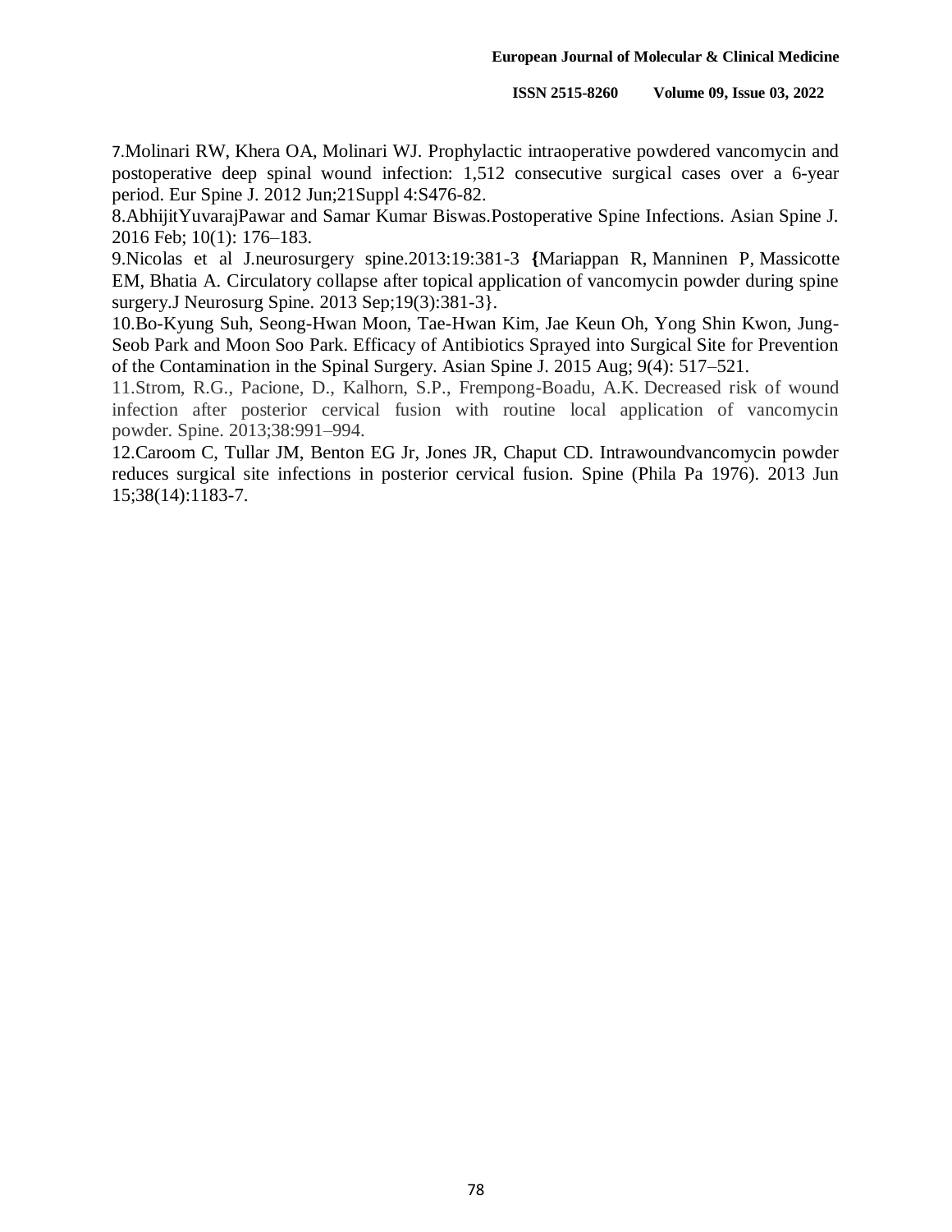7.Molinari RW, Khera OA, Molinari WJ. Prophylactic intraoperative powdered vancomycin and postoperative deep spinal wound infection: 1,512 consecutive surgical cases over a 6-year period. Eur Spine J. 2012 Jun;21Suppl 4:S476-82.

8.AbhijitYuvarajPawar and Samar Kumar Biswas.Postoperative Spine Infections. Asian Spine J. 2016 Feb; 10(1): 176–183.

9.Nicolas et al J.neurosurgery spine.2013:19:381-3 {Mariappan R, Manninen P, Massicotte EM, Bhatia A. Circulatory collapse after topical application of vancomycin powder during spine surgery.J Neurosurg Spine. 2013 Sep;19(3):381-3}.

10.Bo-Kyung Suh, Seong-Hwan Moon, Tae-Hwan Kim, Jae Keun Oh, Yong Shin Kwon, Jung-Seob Park and Moon Soo Park. Efficacy of Antibiotics Sprayed into Surgical Site for Prevention of the Contamination in the Spinal Surgery. Asian Spine J. 2015 Aug; 9(4): 517–521.

11.Strom, R.G., Pacione, D., Kalhorn, S.P., Frempong-Boadu, A.K. Decreased risk of wound infection after posterior cervical fusion with routine local application of vancomycin powder. Spine. 2013;38:991–994.

12.Caroom C, Tullar JM, Benton EG Jr, Jones JR, Chaput CD. Intrawoundvancomycin powder reduces surgical site infections in posterior cervical fusion. Spine (Phila Pa 1976). 2013 Jun 15;38(14):1183-7.